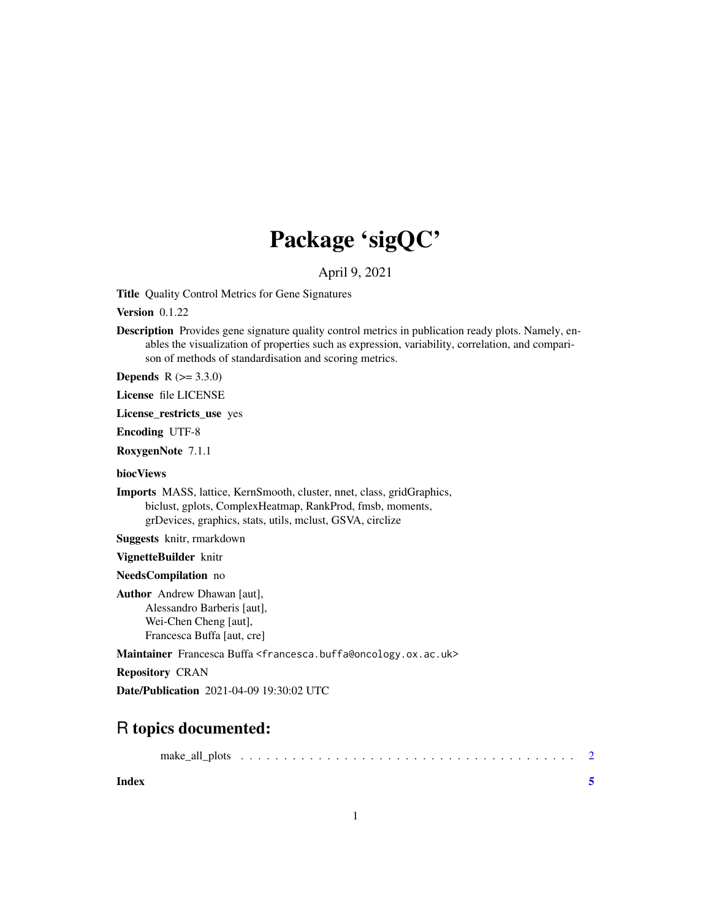# Package 'sigQC'

April 9, 2021

**Title** Quality Control Metrics for Gene Signatures

**Version** 0.1.22

**Description** Provides gene signature quality control metrics in publication ready plots. Namely, enables the visualization of properties such as expression, variability, correlation, and comparison of methods of standardisation and scoring metrics.

**Depends** R (>= 3.3.0)

**License** file LICENSE

**License_restricts_use** yes

**Encoding** UTF-8

**RoxygenNote** 7.1.1

**biocViews**

**Imports** MASS, lattice, KernSmooth, cluster, nnet, class, gridGraphics, biclust, gplots, ComplexHeatmap, RankProd, fmsb, moments, grDevices, graphics, stats, utils, mclust, GSVA, circlize

**Suggests** knitr, rmarkdown

**VignetteBuilder** knitr

**NeedsCompilation** no

**Author** Andrew Dhawan [aut],
Alessandro Barberis [aut],
Wei-Chen Cheng [aut],
Francesca Buffa [aut, cre]

**Maintainer** Francesca Buffa <francesca.buffa@oncology.ox.ac.uk>

**Repository** CRAN

**Date/Publication** 2021-04-09 19:30:02 UTC

## R topics documented:

make_all_plots . . . . . . . . . . . . . . . . . . . . . . . . . . . . . . . . . . . . . . . 2

**Index** **5**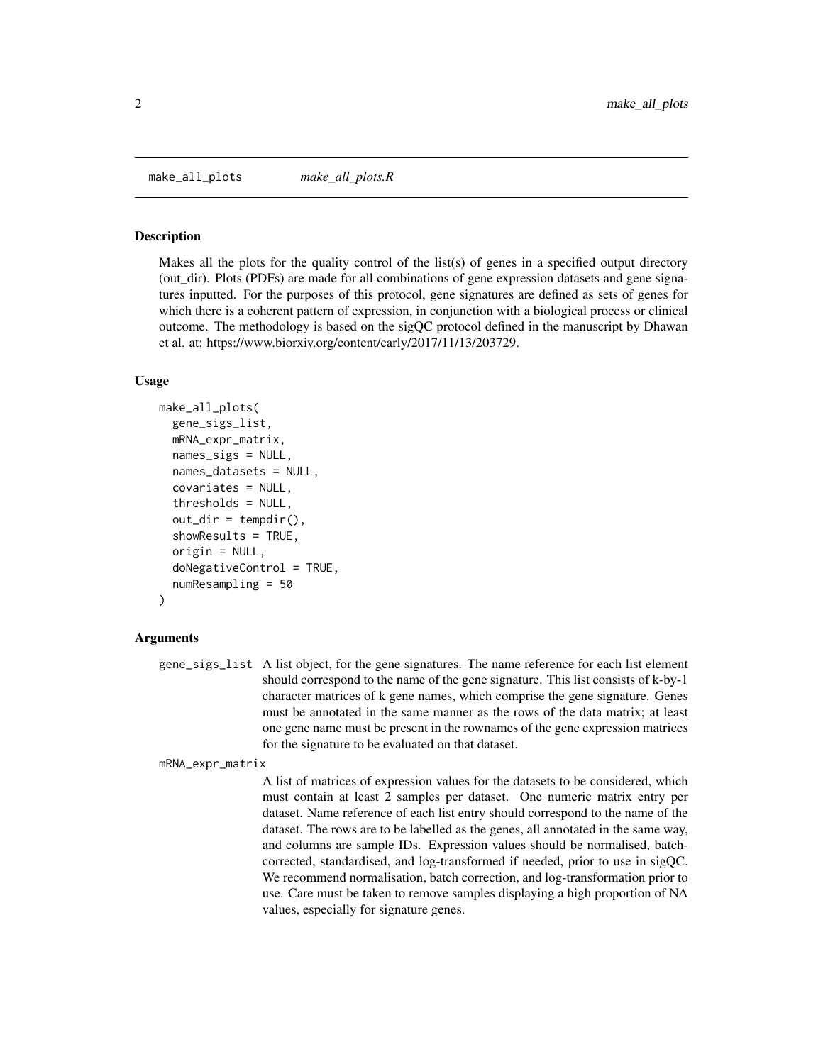make_all_plots *make_all_plots.R*

## Description

Makes all the plots for the quality control of the list(s) of genes in a specified output directory (out_dir). Plots (PDFs) are made for all combinations of gene expression datasets and gene signatures inputted. For the purposes of this protocol, gene signatures are defined as sets of genes for which there is a coherent pattern of expression, in conjunction with a biological process or clinical outcome. The methodology is based on the sigQC protocol defined in the manuscript by Dhawan et al. at: https://www.biorxiv.org/content/early/2017/11/13/203729.

## Usage

```
make_all_plots(
  gene_sigs_list,
  mRNA_expr_matrix,
  names_sigs = NULL,
  names_datasets = NULL,
  covariates = NULL,
  thresholds = NULL,
  out_dir = tempdir(),
  showResults = TRUE,
  origin = NULL,
  doNegativeControl = TRUE,
  numResampling = 50
)
```

## Arguments

`gene_sigs_list` A list object, for the gene signatures. The name reference for each list element should correspond to the name of the gene signature. This list consists of k-by-1 character matrices of k gene names, which comprise the gene signature. Genes must be annotated in the same manner as the rows of the data matrix; at least one gene name must be present in the rownames of the gene expression matrices for the signature to be evaluated on that dataset.

`mRNA_expr_matrix` A list of matrices of expression values for the datasets to be considered, which must contain at least 2 samples per dataset. One numeric matrix entry per dataset. Name reference of each list entry should correspond to the name of the dataset. The rows are to be labelled as the genes, all annotated in the same way, and columns are sample IDs. Expression values should be normalised, batch-corrected, standardised, and log-transformed if needed, prior to use in sigQC. We recommend normalisation, batch correction, and log-transformation prior to use. Care must be taken to remove samples displaying a high proportion of NA values, especially for signature genes.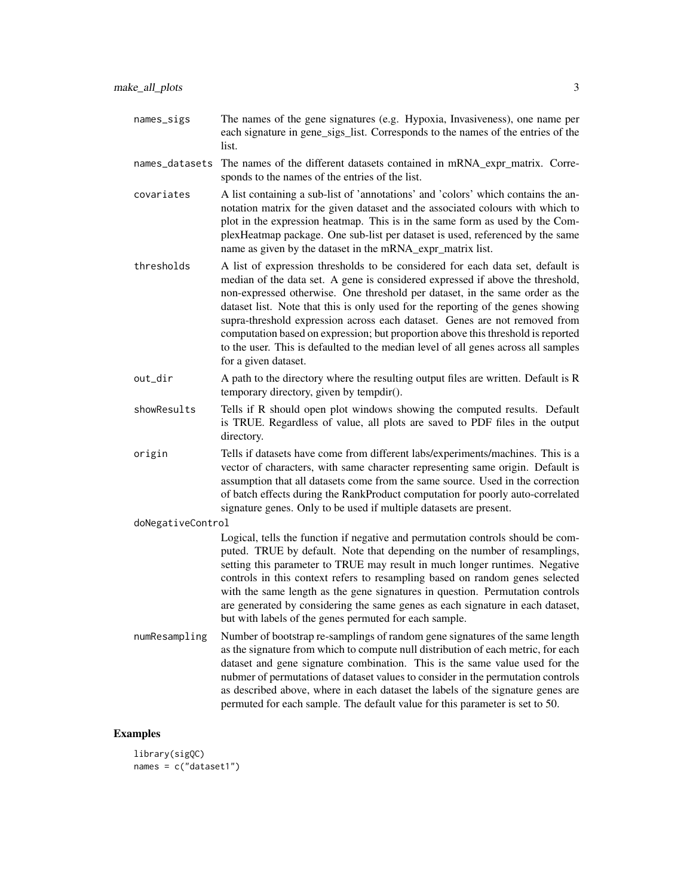names_sigs
: The names of the gene signatures (e.g. Hypoxia, Invasiveness), one name per each signature in gene_sigs_list. Corresponds to the names of the entries of the list.

names_datasets
: The names of the different datasets contained in mRNA_expr_matrix. Corresponds to the names of the entries of the list.

covariates
: A list containing a sub-list of 'annotations' and 'colors' which contains the annotation matrix for the given dataset and the associated colours with which to plot in the expression heatmap. This is in the same form as used by the ComplexHeatmap package. One sub-list per dataset is used, referenced by the same name as given by the dataset in the mRNA_expr_matrix list.

thresholds
: A list of expression thresholds to be considered for each data set, default is median of the data set. A gene is considered expressed if above the threshold, non-expressed otherwise. One threshold per dataset, in the same order as the dataset list. Note that this is only used for the reporting of the genes showing supra-threshold expression across each dataset. Genes are not removed from computation based on expression; but proportion above this threshold is reported to the user. This is defaulted to the median level of all genes across all samples for a given dataset.

out_dir
: A path to the directory where the resulting output files are written. Default is R temporary directory, given by tempdir().

showResults
: Tells if R should open plot windows showing the computed results. Default is TRUE. Regardless of value, all plots are saved to PDF files in the output directory.

origin
: Tells if datasets have come from different labs/experiments/machines. This is a vector of characters, with same character representing same origin. Default is assumption that all datasets come from the same source. Used in the correction of batch effects during the RankProduct computation for poorly auto-correlated signature genes. Only to be used if multiple datasets are present.

doNegativeControl
: Logical, tells the function if negative and permutation controls should be computed. TRUE by default. Note that depending on the number of resamplings, setting this parameter to TRUE may result in much longer runtimes. Negative controls in this context refers to resampling based on random genes selected with the same length as the gene signatures in question. Permutation controls are generated by considering the same genes as each signature in each dataset, but with labels of the genes permuted for each sample.

numResampling
: Number of bootstrap re-samplings of random gene signatures of the same length as the signature from which to compute null distribution of each metric, for each dataset and gene signature combination. This is the same value used for the nubmer of permutations of dataset values to consider in the permutation controls as described above, where in each dataset the labels of the signature genes are permuted for each sample. The default value for this parameter is set to 50.

## Examples

```
library(sigQC)
names = c("dataset1")
```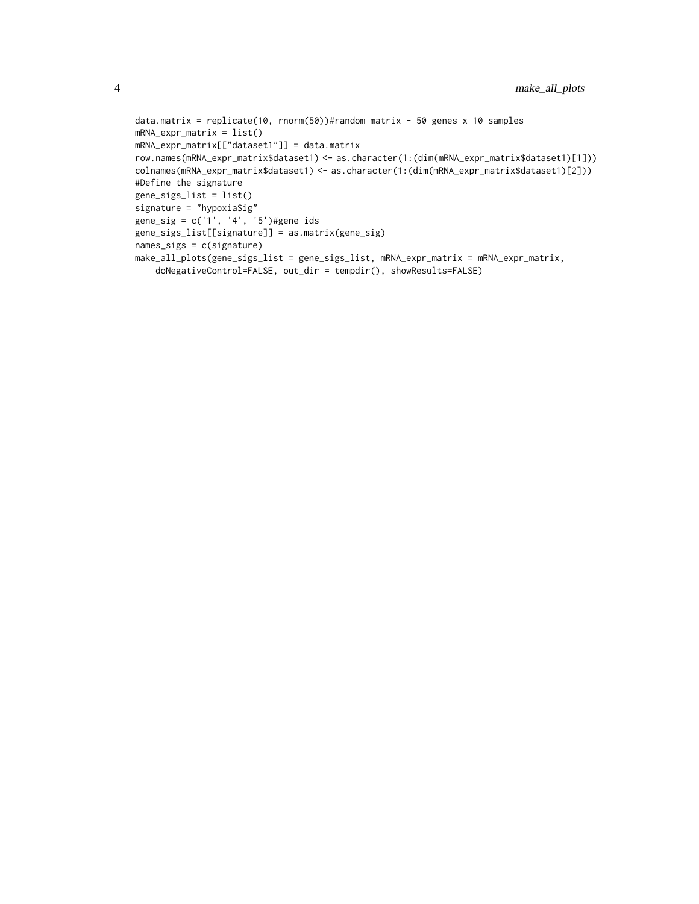```
data.matrix = replicate(10, rnorm(50))#random matrix - 50 genes x 10 samples
mRNA_expr_matrix = list()
mRNA_expr_matrix[["dataset1"]] = data.matrix
row.names(mRNA_expr_matrix$dataset1) <- as.character(1:(dim(mRNA_expr_matrix$dataset1)[1]))
colnames(mRNA_expr_matrix$dataset1) <- as.character(1:(dim(mRNA_expr_matrix$dataset1)[2]))
#Define the signature
gene_sigs_list = list()
signature = "hypoxiaSig"
gene_sig = c('1', '4', '5')#gene ids
gene_sigs_list[[signature]] = as.matrix(gene_sig)
names_sigs = c(signature)
make_all_plots(gene_sigs_list = gene_sigs_list, mRNA_expr_matrix = mRNA_expr_matrix,
    doNegativeControl=FALSE, out_dir = tempdir(), showResults=FALSE)
```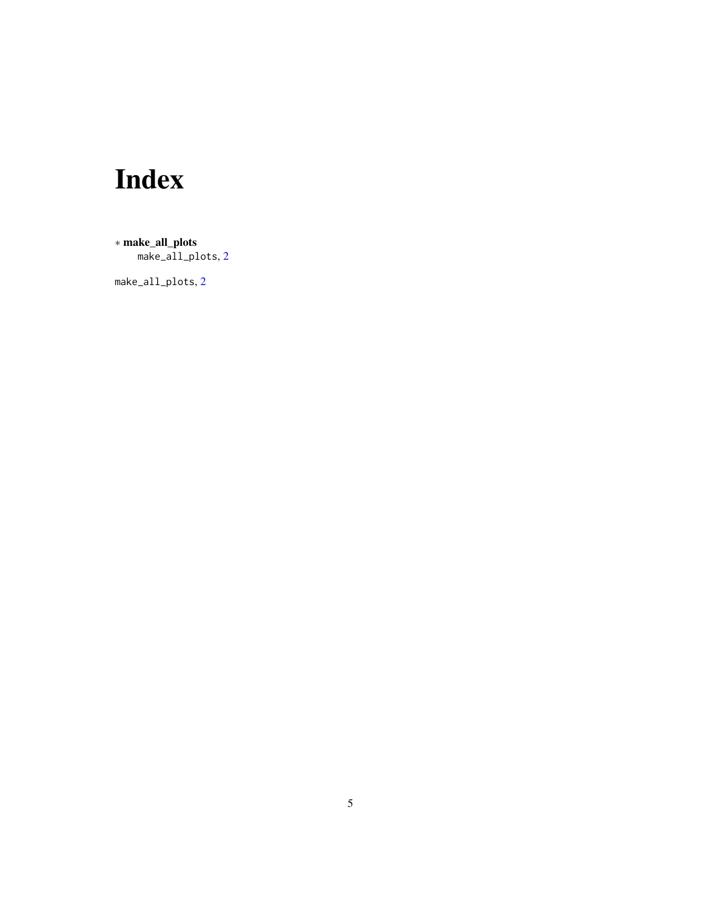# Index

∗ **make_all_plots**
  `make_all_plots`, 2

`make_all_plots`, 2